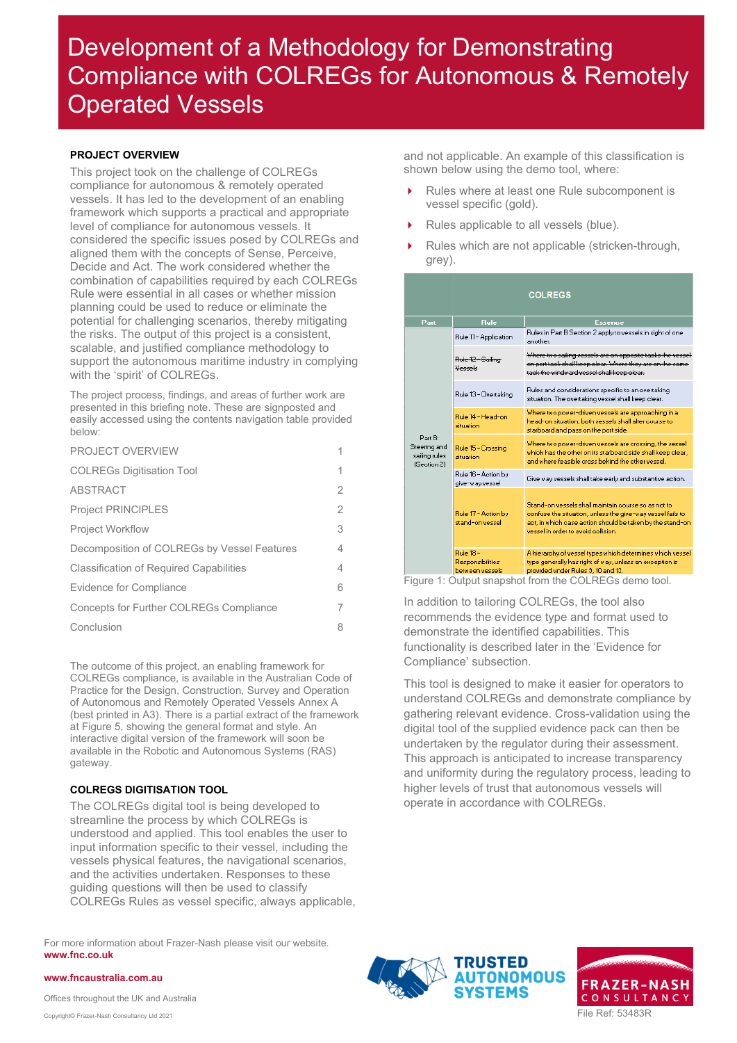# Development of a Methodology for Demonstrating Compliance with COLREGs for Autonomous & Remotely Operated Vessels

## PROJECT OVERVIEW

This project took on the challenge of COLREGs compliance for autonomous & remotely operated vessels. It has led to the development of an enabling framework which supports a practical and appropriate level of compliance for autonomous vessels. It considered the specific issues posed by COLREGs and aligned them with the concepts of Sense, Perceive, Decide and Act. The work considered whether the combination of capabilities required by each COLREGs Rule were essential in all cases or whether mission planning could be used to reduce or eliminate the potential for challenging scenarios, thereby mitigating the risks. The output of this project is a consistent, scalable, and justified compliance methodology to support the autonomous maritime industry in complying with the 'spirit' of COLREGs.

The project process, findings, and areas of further work are presented in this briefing note. These are signposted and easily accessed using the contents navigation table provided below:

| | |
|---|---|
| PROJECT OVERVIEW | 1 |
| COLREGs Digitisation Tool | 1 |
| ABSTRACT | 2 |
| Project PRINCIPLES | 2 |
| Project Workflow | 3 |
| Decomposition of COLREGs by Vessel Features | 4 |
| Classification of Required Capabilities | 4 |
| Evidence for Compliance | 6 |
| Concepts for Further COLREGs Compliance | 7 |
| Conclusion | 8 |

The outcome of this project, an enabling framework for COLREGs compliance, is available in the Australian Code of Practice for the Design, Construction, Survey and Operation of Autonomous and Remotely Operated Vessels Annex A (best printed in A3). There is a partial extract of the framework at Figure 5, showing the general format and style. An interactive digital version of the framework will soon be available in the Robotic and Autonomous Systems (RAS) gateway.

## COLREGS DIGITISATION TOOL

The COLREGs digital tool is being developed to streamline the process by which COLREGs is understood and applied. This tool enables the user to input information specific to their vessel, including the vessels physical features, the navigational scenarios, and the activities undertaken. Responses to these guiding questions will then be used to classify COLREGs Rules as vessel specific, always applicable, and not applicable. An example of this classification is shown below using the demo tool, where:

- Rules where at least one Rule subcomponent is vessel specific (gold).
- Rules applicable to all vessels (blue).
- Rules which are not applicable (stricken-through, grey).

| COLREGS | | |
|---|---|---|
| Part | Rule | Essence |
| Part B: Steering and sailing rules (Section 2) | Rule 11 - Application | Rules in Part B Section 2 apply to vessels in sight of one another. |
| | ~~Rule 12 - Sailing Vessels~~ | ~~Where two sailing vessels are on opposite tacks the vessel on port tack shall keep clear. Where they are on the same tack the windward vessel shall keep clear.~~ |
| | Rule 13 - Overtaking | Rules and considerations specific to an overtaking situation. The overtaking vessel shall keep clear. |
| | Rule 14 - Head-on situation | Where two power-driven vessels are approaching in a head-on situation, both vessels shall alter course to starboard and pass on the port side. |
| | Rule 15 - Crossing situation | Where two power-driven vessels are crossing, the vessel which has the other on its starboard side shall keep clear, and where feasible cross behind the other vessel. |
| | Rule 16 - Action by give-way vessel | Give way vessels shall take early and substantive action. |
| | Rule 17 - Action by stand-on vessel | Stand-on vessels shall maintain course so as not to confuse the situation, unless the give-way vessel fails to act, in which case action should be taken by the stand-on vessel in order to avoid collision. |
| | Rule 18 - Responsibilities between vessels | A hierarchy of vessel types which determines which vessel type generally has right of way, unless an exception is provided under Rules 3, 10 and 13. |

Figure 1: Output snapshot from the COLREGs demo tool.

In addition to tailoring COLREGs, the tool also recommends the evidence type and format used to demonstrate the identified capabilities. This functionality is described later in the 'Evidence for Compliance' subsection.

This tool is designed to make it easier for operators to understand COLREGs and demonstrate compliance by gathering relevant evidence. Cross-validation using the digital tool of the supplied evidence pack can then be undertaken by the regulator during their assessment. This approach is anticipated to increase transparency and uniformity during the regulatory process, leading to higher levels of trust that autonomous vessels will operate in accordance with COLREGs.

For more information about Frazer-Nash please visit our website. **www.fnc.co.uk**

**www.fncaustralia.com.au**

Offices throughout the UK and Australia

Copyright© Frazer-Nash Consultancy Ltd 2021

TRUSTED AUTONOMOUS SYSTEMS

FRAZER-NASH CONSULTANCY

File Ref: 53483R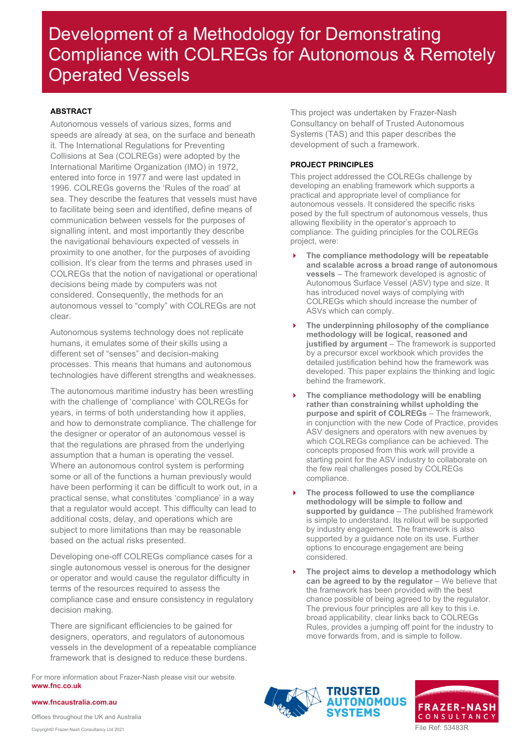# Development of a Methodology for Demonstrating Compliance with COLREGs for Autonomous & Remotely Operated Vessels

## ABSTRACT

Autonomous vessels of various sizes, forms and speeds are already at sea, on the surface and beneath it. The International Regulations for Preventing Collisions at Sea (COLREGs) were adopted by the International Maritime Organization (IMO) in 1972, entered into force in 1977 and were last updated in 1996. COLREGs governs the 'Rules of the road' at sea. They describe the features that vessels must have to facilitate being seen and identified, define means of communication between vessels for the purposes of signalling intent, and most importantly they describe the navigational behaviours expected of vessels in proximity to one another, for the purposes of avoiding collision. It's clear from the terms and phrases used in COLREGs that the notion of navigational or operational decisions being made by computers was not considered. Consequently, the methods for an autonomous vessel to "comply" with COLREGs are not clear.

Autonomous systems technology does not replicate humans, it emulates some of their skills using a different set of "senses" and decision-making processes. This means that humans and autonomous technologies have different strengths and weaknesses.

The autonomous maritime industry has been wrestling with the challenge of 'compliance' with COLREGs for years, in terms of both understanding how it applies, and how to demonstrate compliance. The challenge for the designer or operator of an autonomous vessel is that the regulations are phrased from the underlying assumption that a human is operating the vessel. Where an autonomous control system is performing some or all of the functions a human previously would have been performing it can be difficult to work out, in a practical sense, what constitutes 'compliance' in a way that a regulator would accept. This difficulty can lead to additional costs, delay, and operations which are subject to more limitations than may be reasonable based on the actual risks presented.

Developing one-off COLREGs compliance cases for a single autonomous vessel is onerous for the designer or operator and would cause the regulator difficulty in terms of the resources required to assess the compliance case and ensure consistency in regulatory decision making.

There are significant efficiencies to be gained for designers, operators, and regulators of autonomous vessels in the development of a repeatable compliance framework that is designed to reduce these burdens.

This project was undertaken by Frazer-Nash Consultancy on behalf of Trusted Autonomous Systems (TAS) and this paper describes the development of such a framework.

## PROJECT PRINCIPLES

This project addressed the COLREGs challenge by developing an enabling framework which supports a practical and appropriate level of compliance for autonomous vessels. It considered the specific risks posed by the full spectrum of autonomous vessels, thus allowing flexibility in the operator's approach to compliance. The guiding principles for the COLREGs project, were:

- **The compliance methodology will be repeatable and scalable across a broad range of autonomous vessels** – The framework developed is agnostic of Autonomous Surface Vessel (ASV) type and size. It has introduced novel ways of complying with COLREGs which should increase the number of ASVs which can comply.
- **The underpinning philosophy of the compliance methodology will be logical, reasoned and justified by argument** – The framework is supported by a precursor excel workbook which provides the detailed justification behind how the framework was developed. This paper explains the thinking and logic behind the framework.
- **The compliance methodology will be enabling rather than constraining whilst upholding the purpose and spirit of COLREGs** – The framework, in conjunction with the new Code of Practice, provides ASV designers and operators with new avenues by which COLREGs compliance can be achieved. The concepts proposed from this work will provide a starting point for the ASV industry to collaborate on the few real challenges posed by COLREGs compliance.
- **The process followed to use the compliance methodology will be simple to follow and supported by guidance** – The published framework is simple to understand. Its rollout will be supported by industry engagement. The framework is also supported by a guidance note on its use. Further options to encourage engagement are being considered.
- **The project aims to develop a methodology which can be agreed to by the regulator** – We believe that the framework has been provided with the best chance possible of being agreed to by the regulator. The previous four principles are all key to this i.e. broad applicability, clear links back to COLREGs Rules, provides a jumping off point for the industry to move forwards from, and is simple to follow.

For more information about Frazer-Nash please visit our website.
**www.fnc.co.uk**

**www.fncaustralia.com.au**

Offices throughout the UK and Australia

Copyright© Frazer-Nash Consultancy Ltd 2021

File Ref: 53483R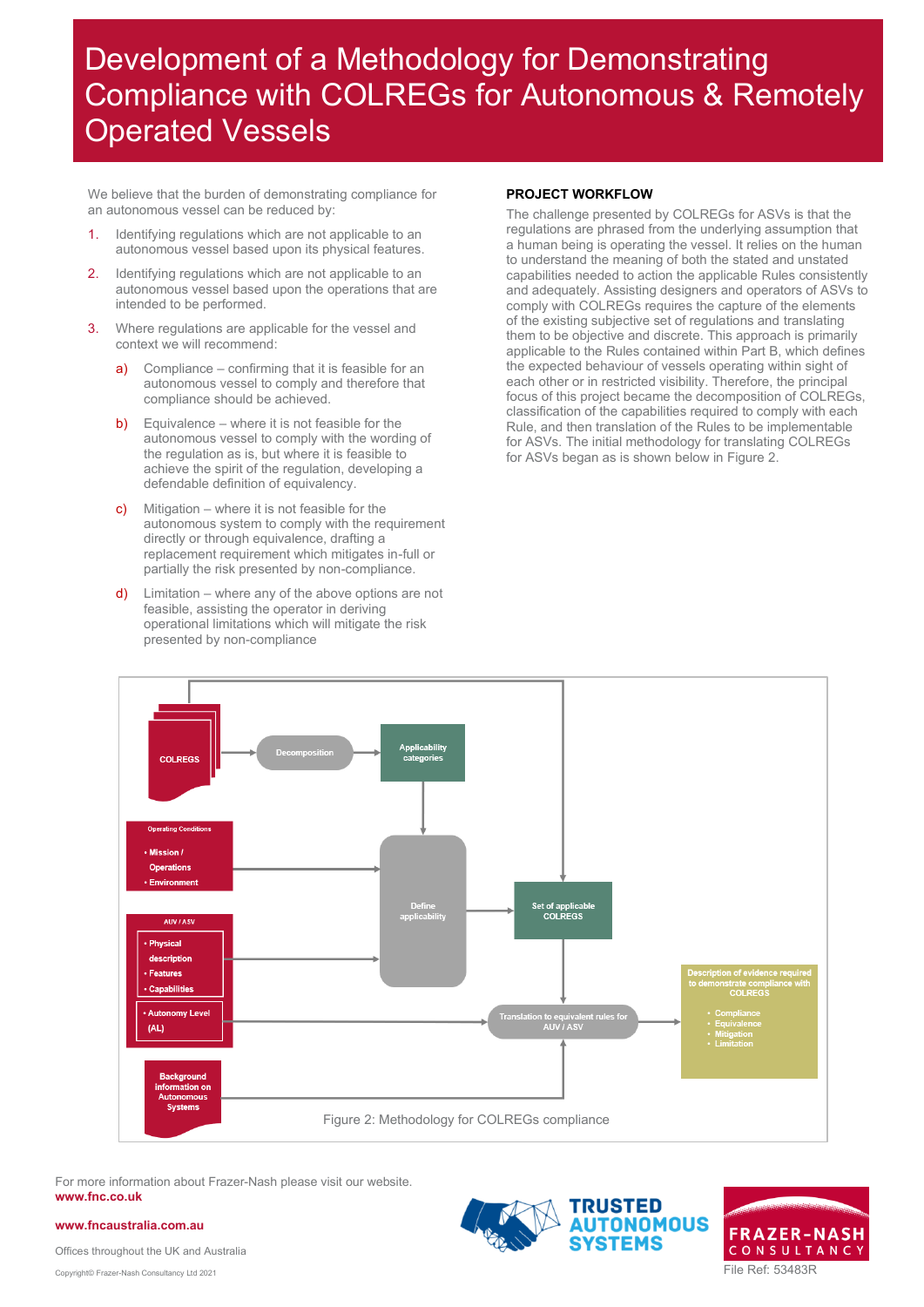# Development of a Methodology for Demonstrating Compliance with COLREGs for Autonomous & Remotely Operated Vessels

We believe that the burden of demonstrating compliance for an autonomous vessel can be reduced by:

1. Identifying regulations which are not applicable to an autonomous vessel based upon its physical features.
2. Identifying regulations which are not applicable to an autonomous vessel based upon the operations that are intended to be performed.
3. Where regulations are applicable for the vessel and context we will recommend:
   a) Compliance – confirming that it is feasible for an autonomous vessel to comply and therefore that compliance should be achieved.
   b) Equivalence – where it is not feasible for the autonomous vessel to comply with the wording of the regulation as is, but where it is feasible to achieve the spirit of the regulation, developing a defendable definition of equivalency.
   c) Mitigation – where it is not feasible for the autonomous system to comply with the requirement directly or through equivalence, drafting a replacement requirement which mitigates in-full or partially the risk presented by non-compliance.
   d) Limitation – where any of the above options are not feasible, assisting the operator in deriving operational limitations which will mitigate the risk presented by non-compliance

**PROJECT WORKFLOW**

The challenge presented by COLREGs for ASVs is that the regulations are phrased from the underlying assumption that a human being is operating the vessel. It relies on the human to understand the meaning of both the stated and unstated capabilities needed to action the applicable Rules consistently and adequately. Assisting designers and operators of ASVs to comply with COLREGs requires the capture of the elements of the existing subjective set of regulations and translating them to be objective and discrete. This approach is primarily applicable to the Rules contained within Part B, which defines the expected behaviour of vessels operating within sight of each other or in restricted visibility. Therefore, the principal focus of this project became the decomposition of COLREGs, classification of the capabilities required to comply with each Rule, and then translation of the Rules to be implementable for ASVs. The initial methodology for translating COLREGS for ASVs began as is shown below in Figure 2.

Figure 2: Methodology for COLREGs compliance

For more information about Frazer-Nash please visit our website.
**www.fnc.co.uk**

**www.fncaustralia.com.au**

Offices throughout the UK and Australia

Copyright© Frazer-Nash Consultancy Ltd 2021

File Ref: 53483R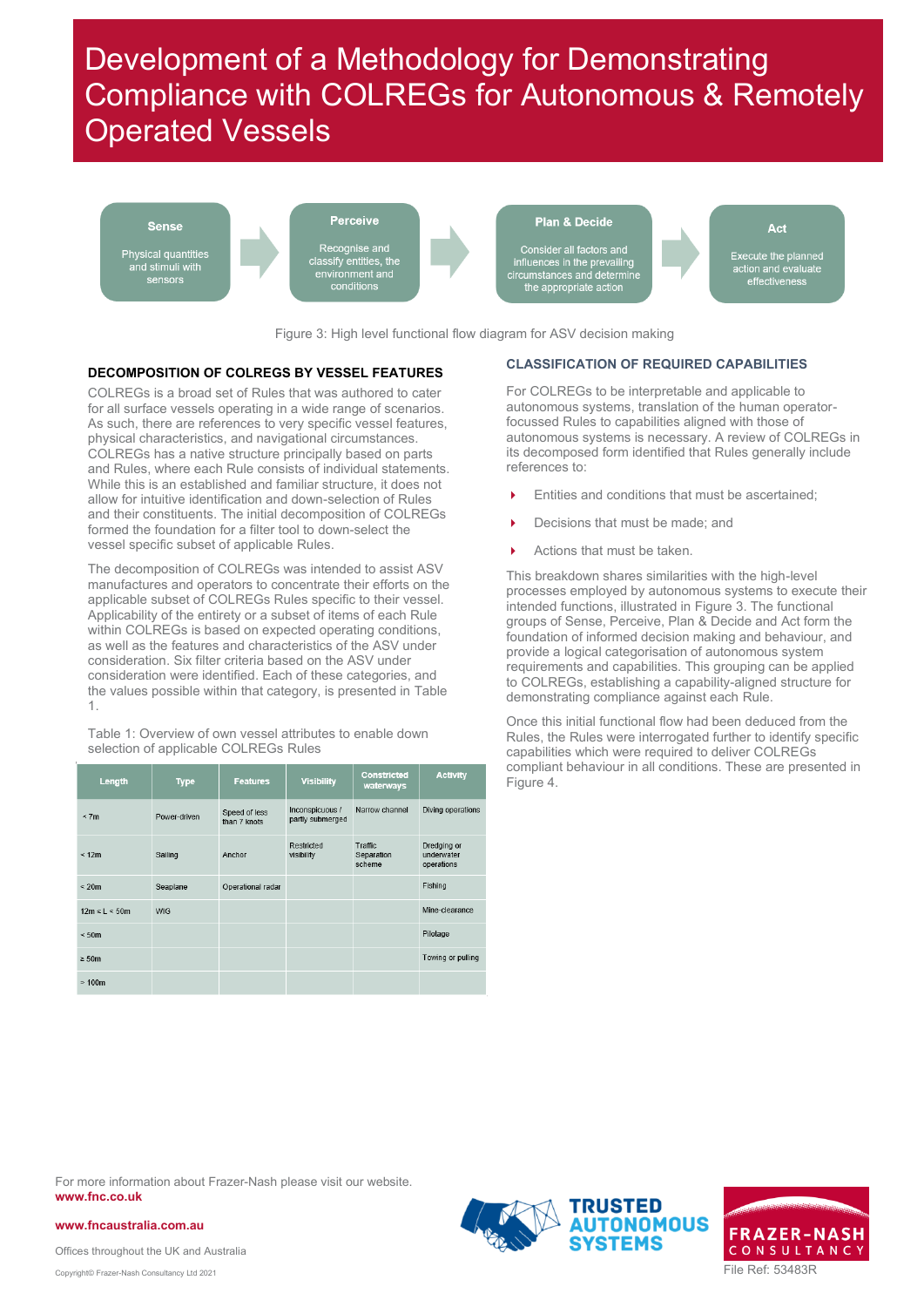# Development of a Methodology for Demonstrating Compliance with COLREGs for Autonomous & Remotely Operated Vessels

**Sense**
Physical quantities and stimuli with sensors

**Perceive**
Recognise and classify entities, the environment and conditions

**Plan & Decide**
Consider all factors and influences in the prevailing circumstances and determine the appropriate action

**Act**
Execute the planned action and evaluate effectiveness

Figure 3: High level functional flow diagram for ASV decision making

### DECOMPOSITION OF COLREGS BY VESSEL FEATURES

COLREGs is a broad set of Rules that was authored to cater for all surface vessels operating in a wide range of scenarios. As such, there are references to very specific vessel features, physical characteristics, and navigational circumstances. COLREGs has a native structure principally based on parts and Rules, where each Rule consists of individual statements. While this is an established and familiar structure, it does not allow for intuitive identification and down-selection of Rules and their constituents. The initial decomposition of COLREGs formed the foundation for a filter tool to down-select the vessel specific subset of applicable Rules.

The decomposition of COLREGs was intended to assist ASV manufactures and operators to concentrate their efforts on the applicable subset of COLREGs Rules specific to their vessel. Applicability of the entirety or a subset of items of each Rule within COLREGs is based on expected operating conditions, as well as the features and characteristics of the ASV under consideration. Six filter criteria based on the ASV under consideration were identified. Each of these categories, and the values possible within that category, is presented in Table 1.

Table 1: Overview of own vessel attributes to enable down selection of applicable COLREGs Rules

| Length | Type | Features | Visibility | Constricted waterways | Activity |
|---|---|---|---|---|---|
| < 7m | Power-driven | Speed of less than 7 knots | Inconspicuous / partly submerged | Narrow channel | Diving operations |
| < 12m | Sailing | Anchor | Restricted visibility | Traffic Separation scheme | Dredging or underwater operations |
| < 20m | Seaplane | Operational radar | | | Fishing |
| 12m ≤ L < 50m | WIG | | | | Mine-clearance |
| < 50m | | | | | Pilotage |
| ≥ 50m | | | | | Towing or pulling |
| > 100m | | | | | |

### CLASSIFICATION OF REQUIRED CAPABILITIES

For COLREGs to be interpretable and applicable to autonomous systems, translation of the human operator-focussed Rules to capabilities aligned with those of autonomous systems is necessary. A review of COLREGs in its decomposed form identified that Rules generally include references to:

- Entities and conditions that must be ascertained;
- Decisions that must be made; and
- Actions that must be taken.

This breakdown shares similarities with the high-level processes employed by autonomous systems to execute their intended functions, illustrated in Figure 3. The functional groups of Sense, Perceive, Plan & Decide and Act form the foundation of informed decision making and behaviour, and provide a logical categorisation of autonomous system requirements and capabilities. This grouping can be applied to COLREGs, establishing a capability-aligned structure for demonstrating compliance against each Rule.

Once this initial functional flow had been deduced from the Rules, the Rules were interrogated further to identify specific capabilities which were required to deliver COLREGs compliant behaviour in all conditions. These are presented in Figure 4.

For more information about Frazer-Nash please visit our website.
**www.fnc.co.uk**

**www.fncaustralia.com.au**

Offices throughout the UK and Australia

Copyright© Frazer-Nash Consultancy Ltd 2021

TRUSTED AUTONOMOUS SYSTEMS

FRAZER-NASH CONSULTANCY

File Ref: 53483R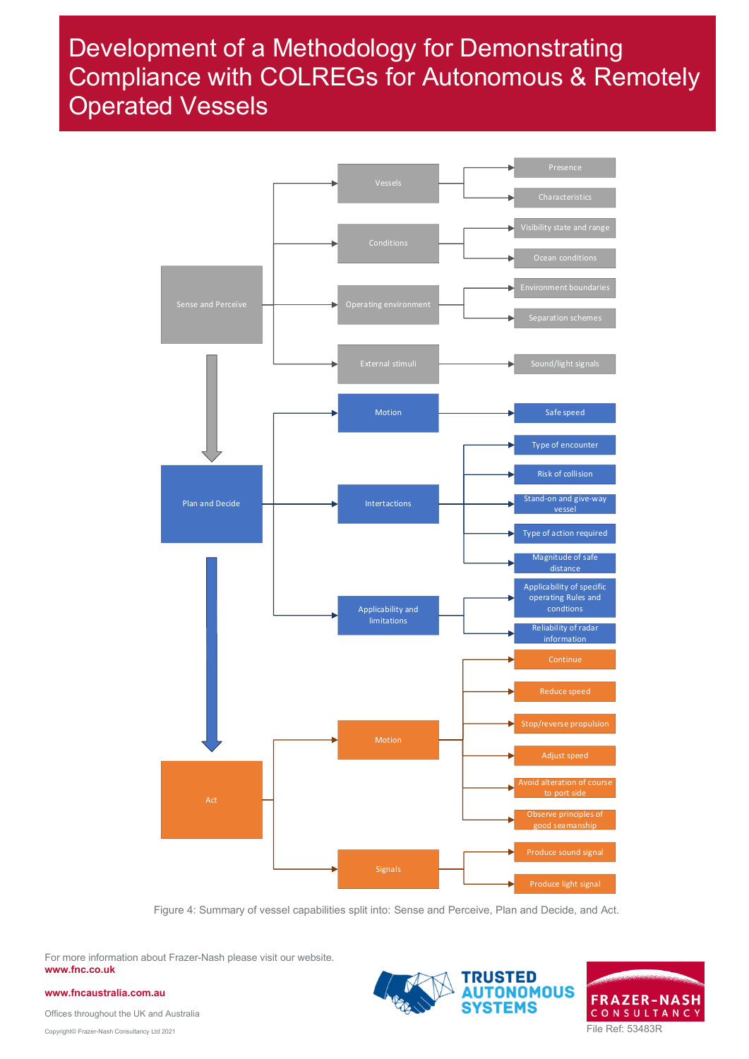# Development of a Methodology for Demonstrating Compliance with COLREGs for Autonomous & Remotely Operated Vessels

- **Sense and Perceive**
  - Vessels
    - Presence
    - Characteristics
  - Conditions
    - Visibility state and range
    - Ocean conditions
  - Operating environment
    - Environment boundaries
    - Separation schemes
  - External stimuli
    - Sound/light signals
- **Plan and Decide**
  - Motion
    - Safe speed
  - Intertactions
    - Type of encounter
    - Risk of collision
    - Stand-on and give-way vessel
    - Type of action required
    - Magnitude of safe distance
  - Applicability and limitations
    - Applicability of specific operating Rules and condtions
    - Reliability of radar information
- **Act**
  - Motion
    - Continue
    - Reduce speed
    - Stop/reverse propulsion
    - Adjust speed
    - Avoid alteration of course to port side
    - Observe principles of good seamanship
  - Signals
    - Produce sound signal
    - Produce light signal

Figure 4: Summary of vessel capabilities split into: Sense and Perceive, Plan and Decide, and Act.

For more information about Frazer-Nash please visit our website.
**www.fnc.co.uk**

**www.fncaustralia.com.au**

Offices throughout the UK and Australia

Copyright© Frazer-Nash Consultancy Ltd 2021

TRUSTED AUTONOMOUS SYSTEMS

FRAZER-NASH CONSULTANCY

File Ref: 53483R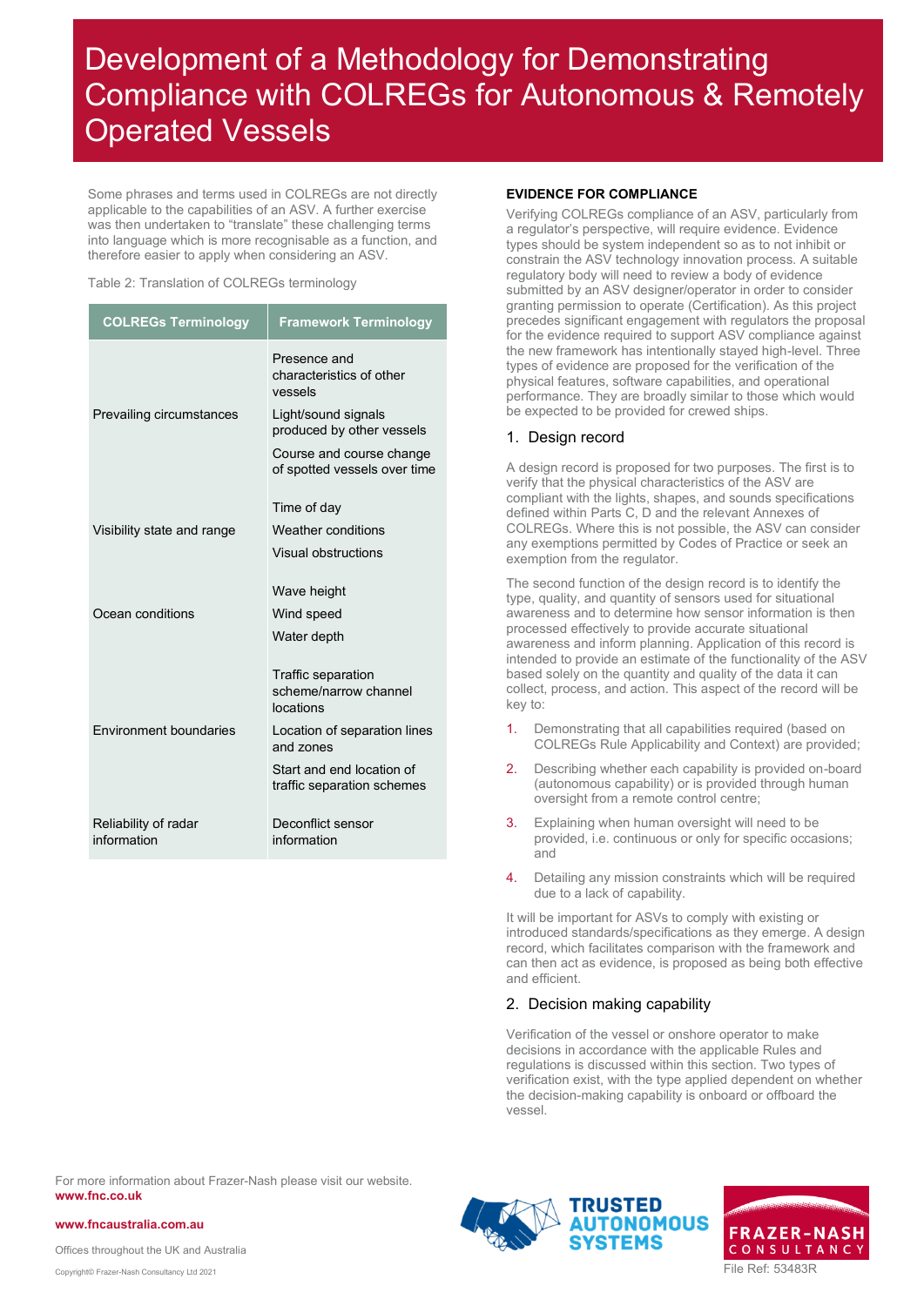# Development of a Methodology for Demonstrating Compliance with COLREGs for Autonomous & Remotely Operated Vessels

Some phrases and terms used in COLREGs are not directly applicable to the capabilities of an ASV. A further exercise was then undertaken to "translate" these challenging terms into language which is more recognisable as a function, and therefore easier to apply when considering an ASV.

Table 2: Translation of COLREGs terminology

| COLREGs Terminology | Framework Terminology |
|---|---|
| Prevailing circumstances | Presence and characteristics of other vessels<br>Light/sound signals produced by other vessels<br>Course and course change of spotted vessels over time |
| Visibility state and range | Time of day<br>Weather conditions<br>Visual obstructions |
| Ocean conditions | Wave height<br>Wind speed<br>Water depth |
| Environment boundaries | Traffic separation scheme/narrow channel locations<br>Location of separation lines and zones<br>Start and end location of traffic separation schemes |
| Reliability of radar information | Deconflict sensor information |

#### EVIDENCE FOR COMPLIANCE

Verifying COLREGs compliance of an ASV, particularly from a regulator's perspective, will require evidence. Evidence types should be system independent so as to not inhibit or constrain the ASV technology innovation process. A suitable regulatory body will need to review a body of evidence submitted by an ASV designer/operator in order to consider granting permission to operate (Certification). As this project precedes significant engagement with regulators the proposal for the evidence required to support ASV compliance against the new framework has intentionally stayed high-level. Three types of evidence are proposed for the verification of the physical features, software capabilities, and operational performance. They are broadly similar to those which would be expected to be provided for crewed ships.

## 1. Design record

A design record is proposed for two purposes. The first is to verify that the physical characteristics of the ASV are compliant with the lights, shapes, and sounds specifications defined within Parts C, D and the relevant Annexes of COLREGs. Where this is not possible, the ASV can consider any exemptions permitted by Codes of Practice or seek an exemption from the regulator.

The second function of the design record is to identify the type, quality, and quantity of sensors used for situational awareness and to determine how sensor information is then processed effectively to provide accurate situational awareness and inform planning. Application of this record is intended to provide an estimate of the functionality of the ASV based solely on the quantity and quality of the data it can collect, process, and action. This aspect of the record will be key to:

1. Demonstrating that all capabilities required (based on COLREGs Rule Applicability and Context) are provided;
2. Describing whether each capability is provided on-board (autonomous capability) or is provided through human oversight from a remote control centre;
3. Explaining when human oversight will need to be provided, i.e. continuous or only for specific occasions; and
4. Detailing any mission constraints which will be required due to a lack of capability.

It will be important for ASVs to comply with existing or introduced standards/specifications as they emerge. A design record, which facilitates comparison with the framework and can then act as evidence, is proposed as being both effective and efficient.

## 2. Decision making capability

Verification of the vessel or onshore operator to make decisions in accordance with the applicable Rules and regulations is discussed within this section. Two types of verification exist, with the type applied dependent on whether the decision-making capability is onboard or offboard the vessel.

For more information about Frazer-Nash please visit our website.
**www.fnc.co.uk**

**www.fncaustralia.com.au**

Offices throughout the UK and Australia

Copyright© Frazer-Nash Consultancy Ltd 2021

File Ref: 53483R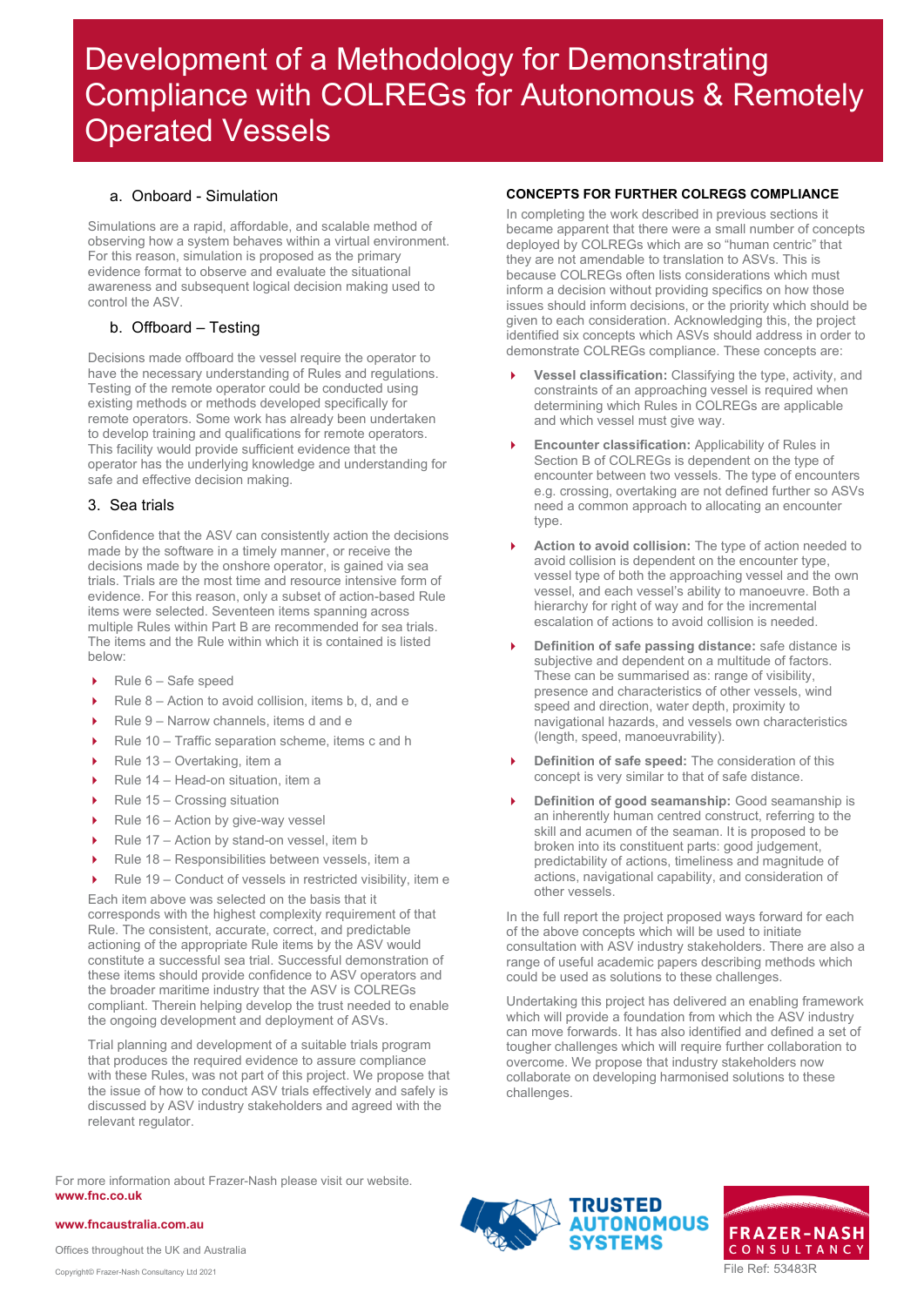# Development of a Methodology for Demonstrating Compliance with COLREGs for Autonomous & Remotely Operated Vessels

### a. Onboard - Simulation

Simulations are a rapid, affordable, and scalable method of observing how a system behaves within a virtual environment. For this reason, simulation is proposed as the primary evidence format to observe and evaluate the situational awareness and subsequent logical decision making used to control the ASV.

### b. Offboard – Testing

Decisions made offboard the vessel require the operator to have the necessary understanding of Rules and regulations. Testing of the remote operator could be conducted using existing methods or methods developed specifically for remote operators. Some work has already been undertaken to develop training and qualifications for remote operators. This facility would provide sufficient evidence that the operator has the underlying knowledge and understanding for safe and effective decision making.

## 3. Sea trials

Confidence that the ASV can consistently action the decisions made by the software in a timely manner, or receive the decisions made by the onshore operator, is gained via sea trials. Trials are the most time and resource intensive form of evidence. For this reason, only a subset of action-based Rule items were selected. Seventeen items spanning across multiple Rules within Part B are recommended for sea trials. The items and the Rule within which it is contained is listed below:

- Rule 6 – Safe speed
- Rule 8 – Action to avoid collision, items b, d, and e
- Rule 9 – Narrow channels, items d and e
- Rule 10 – Traffic separation scheme, items c and h
- Rule 13 – Overtaking, item a
- Rule 14 – Head-on situation, item a
- Rule 15 – Crossing situation
- Rule 16 – Action by give-way vessel
- Rule 17 – Action by stand-on vessel, item b
- Rule 18 – Responsibilities between vessels, item a
- Rule 19 – Conduct of vessels in restricted visibility, item e

Each item above was selected on the basis that it corresponds with the highest complexity requirement of that Rule. The consistent, accurate, correct, and predictable actioning of the appropriate Rule items by the ASV would constitute a successful sea trial. Successful demonstration of these items should provide confidence to ASV operators and the broader maritime industry that the ASV is COLREGs compliant. Therein helping develop the trust needed to enable the ongoing development and deployment of ASVs.

Trial planning and development of a suitable trials program that produces the required evidence to assure compliance with these Rules, was not part of this project. We propose that the issue of how to conduct ASV trials effectively and safely is discussed by ASV industry stakeholders and agreed with the relevant regulator.

## CONCEPTS FOR FURTHER COLREGS COMPLIANCE

In completing the work described in previous sections it became apparent that there were a small number of concepts deployed by COLREGs which are so "human centric" that they are not amendable to translation to ASVs. This is because COLREGs often lists considerations which must inform a decision without providing specifics on how those issues should inform decisions, or the priority which should be given to each consideration. Acknowledging this, the project identified six concepts which ASVs should address in order to demonstrate COLREGs compliance. These concepts are:

- **Vessel classification:** Classifying the type, activity, and constraints of an approaching vessel is required when determining which Rules in COLREGs are applicable and which vessel must give way.
- **Encounter classification:** Applicability of Rules in Section B of COLREGs is dependent on the type of encounter between two vessels. The type of encounters e.g. crossing, overtaking are not defined further so ASVs need a common approach to allocating an encounter type.
- **Action to avoid collision:** The type of action needed to avoid collision is dependent on the encounter type, vessel type of both the approaching vessel and the own vessel, and each vessel's ability to manoeuvre. Both a hierarchy for right of way and for the incremental escalation of actions to avoid collision is needed.
- **Definition of safe passing distance:** safe distance is subjective and dependent on a multitude of factors. These can be summarised as: range of visibility, presence and characteristics of other vessels, wind speed and direction, water depth, proximity to navigational hazards, and vessels own characteristics (length, speed, manoeuvrability).
- **Definition of safe speed:** The consideration of this concept is very similar to that of safe distance.
- **Definition of good seamanship:** Good seamanship is an inherently human centred construct, referring to the skill and acumen of the seaman. It is proposed to be broken into its constituent parts: good judgement, predictability of actions, timeliness and magnitude of actions, navigational capability, and consideration of other vessels.

In the full report the project proposed ways forward for each of the above concepts which will be used to initiate consultation with ASV industry stakeholders. There are also a range of useful academic papers describing methods which could be used as solutions to these challenges.

Undertaking this project has delivered an enabling framework which will provide a foundation from which the ASV industry can move forwards. It has also identified and defined a set of tougher challenges which will require further collaboration to overcome. We propose that industry stakeholders now collaborate on developing harmonised solutions to these challenges.

For more information about Frazer-Nash please visit our website.
**www.fnc.co.uk**

**www.fncaustralia.com.au**

Offices throughout the UK and Australia

Copyright© Frazer-Nash Consultancy Ltd 2021

TRUSTED AUTONOMOUS SYSTEMS

FRAZER-NASH CONSULTANCY

File Ref: 53483R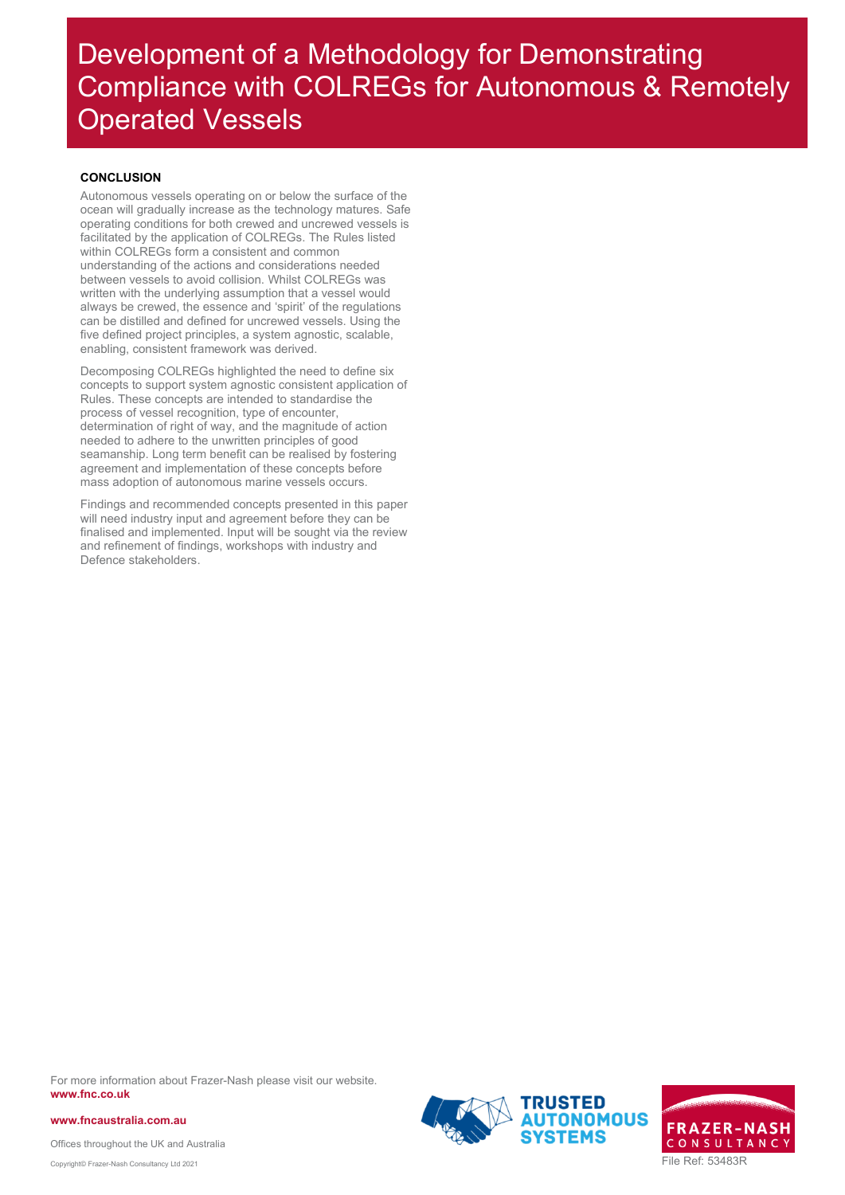# Development of a Methodology for Demonstrating Compliance with COLREGs for Autonomous & Remotely Operated Vessels

## CONCLUSION

Autonomous vessels operating on or below the surface of the ocean will gradually increase as the technology matures. Safe operating conditions for both crewed and uncrewed vessels is facilitated by the application of COLREGs. The Rules listed within COLREGs form a consistent and common understanding of the actions and considerations needed between vessels to avoid collision. Whilst COLREGs was written with the underlying assumption that a vessel would always be crewed, the essence and 'spirit' of the regulations can be distilled and defined for uncrewed vessels. Using the five defined project principles, a system agnostic, scalable, enabling, consistent framework was derived.

Decomposing COLREGs highlighted the need to define six concepts to support system agnostic consistent application of Rules. These concepts are intended to standardise the process of vessel recognition, type of encounter, determination of right of way, and the magnitude of action needed to adhere to the unwritten principles of good seamanship. Long term benefit can be realised by fostering agreement and implementation of these concepts before mass adoption of autonomous marine vessels occurs.

Findings and recommended concepts presented in this paper will need industry input and agreement before they can be finalised and implemented. Input will be sought via the review and refinement of findings, workshops with industry and Defence stakeholders.

For more information about Frazer-Nash please visit our website.
**www.fnc.co.uk**

**www.fncaustralia.com.au**

Offices throughout the UK and Australia

Copyright© Frazer-Nash Consultancy Ltd 2021

TRUSTED AUTONOMOUS SYSTEMS

FRAZER-NASH CONSULTANCY

File Ref: 53483R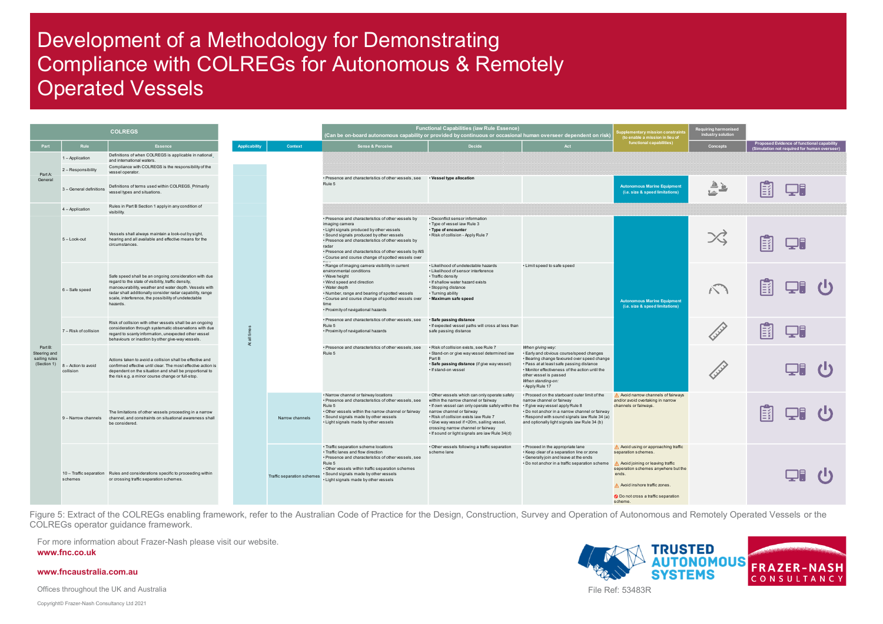# Development of a Methodology for Demonstrating Compliance with COLREGs for Autonomous & Remotely Operated Vessels

| COLREGS | | | | | Functional Capabilities (law Rule Essence) (Can be on-board autonomous capability or provided by continuous or occasional human overseer dependent on risk) | | | Supplementary mission constraints (to enable a mission in lieu of functional capabilities) | Requiring harmonised industry solution | |
|---|---|---|---|---|---|---|---|---|---|---|
| Part | Rule | Essence | Applicability | Context | Sense & Perceive | Decide | Act | | Concepts | Proposed Evidence of functional capability (Simulation not required for human overseer) |
| Part A: General | 1 – Application | Definitions of when COLREGS is applicable in national and international waters. | | | | | | | | |
| | 2 – Responsibility | Compliance with COLREGS is the responsibility of the vessel operator. | | | | | | | | |
| | 3 – General definitions | Definitions of terms used within COLREGS. Primarily vessel types and situations. | | | • Presence and characteristics of other vessels, see Rule 5 | • **Vessel type allocation** | | Autonomous Marine Equipment (i.e. size & speed limitations) | | |
| Part B: Steering and sailing rules (Section 1) | 4 – Application | Rules in Part B Section 1 apply in any condition of visibility. | | | | | | | | |
| | 5 – Look-out | Vessels shall always maintain a look-out by sight, hearing and all available and effective means for the circumstances. | At all times | | • Presence and characteristics of other vessels by imaging camera<br>• Light signals produced by other vessels<br>• Sound signals produced by other vessels<br>• Presence and characteristics of other vessels by radar<br>• Presence and characteristics of other vessels by AIS<br>• Course and course change of spotted vessels over time | • Deconflict sensor information<br>• Type of vessel law Rule 3<br>• **Type of encounter**<br>• Risk of collision - Apply Rule 7 | | Autonomous Marine Equipment (i.e. size & speed limitations) | | |
| | 6 – Safe speed | Safe speed shall be an ongoing consideration with due regard to the state of visibility, traffic density, manoeuvrability, weather and water depth. Vessels with radar shall additionally consider radar capability, range scale, interference, the possibility of undetectable hazards. | At all times | | • Range of imaging camera visibility in current environmental conditions<br>• Wave height<br>• Wind speed and direction<br>• Water depth<br>• Number, range and bearing of spotted vessels<br>• Course and course change of spotted vessels over time<br>• Proximity of navigational hazards | • Likelihood of undetectable hazards<br>• Likelihood of sensor interference<br>• Traffic density<br>• If shallow water hazard exists<br>• Stopping distance<br>• Turning ability<br>• **Maximum safe speed** | • Limit speed to safe speed | | | |
| | 7 – Risk of collision | Risk of collision with other vessels shall be an ongoing consideration through systematic observations with due regard to scanty information, unexpected other vessel behaviours or inaction by other give-way vessels. | At all times | | • Presence and characteristics of other vessels, see Rule 5<br>• Proximity of navigational hazards | • **Safe passing distance**<br>• If expected vessel paths will cross at less than safe passing distance | | | | |
| | 8 – Action to avoid collision | Actions taken to avoid a collision shall be effective and confirmed effective until clear. The most effective action is dependent on the situation and shall be proportional to the risk e.g. a minor course change or full-stop. | At all times | | • Presence and characteristics of other vessels, see Rule 5 | • Risk of collision exists, see Rule 7<br>• Stand-on or give way vessel determined law Part B<br>• **Safe passing distance** (if give way vessel)<br>• If stand-on vessel | *When giving way:*<br>• Early and obvious course/speed changes<br>• Bearing change favoured over speed change<br>• Pass at at least safe passing distance<br>• Monitor effectiveness of the action until the other vessel is passed<br>*When standing-on:*<br>• Apply Rule 17 | | | |
| | 9 – Narrow channels | The limitations of other vessels proceeding in a narrow channel, and constraints on situational awareness shall be considered. | At all times | Narrow channels | • Narrow channel or fairway locations<br>• Presence and characteristics of other vessels, see Rule 5<br>• Other vessels within the narrow channel or fairway<br>• Sound signals made by other vessels<br>• Light signals made by other vessels | • Other vessels which can only operate safely within the narrow channel or fairway<br>• If own vessel can only operate safely within the narrow channel or fairway<br>• Risk of collision exists law Rule 7<br>• Give way vessel if <20m, sailing vessel, crossing narrow channel or fairway<br>• If sound or light signals are law Rule 34(d) | • Proceed on the starboard outer limit of the narrow channel or fairway<br>• If give way vessel apply Rule 8<br>• Do not anchor in a narrow channel or fairway<br>• Respond with sound signals law Rule 34 (a) and optionally light signals law Rule 34 (b) | ⚠ Avoid narrow channels of fairways and/or avoid overtaking in narrow channels or fairways. | | |
| | 10 – Traffic separation schemes | Rules and considerations specific to proceeding within or crossing traffic separation schemes. | At all times | Traffic separation schemes | • Traffic separation scheme locations<br>• Traffic lanes and flow direction<br>• Presence and characteristics of other vessels, see Rule 5<br>• Other vessels within traffic separation schemes<br>• Sound signals made by other vessels<br>• Light signals made by other vessels | • Other vessels following a traffic separation scheme lane | • Proceed in the appropriate lane<br>• Keep clear of a separation line or zone<br>• Generally join and leave at the ends<br>• Do not anchor in a traffic separation scheme | ⚠ Avoid using or approaching traffic separation schemes.<br>⚠ Avoid joining or leaving traffic separation schemes anywhere but the ends.<br>⚠ Avoid inshore traffic zones.<br>⊘ Do not cross a traffic separation scheme. | | |

Figure 5: Extract of the COLREGs enabling framework, refer to the Australian Code of Practice for the Design, Construction, Survey and Operation of Autonomous and Remotely Operated Vessels or the COLREGs operator guidance framework.

For more information about Frazer-Nash please visit our website.
**www.fnc.co.uk**

**www.fncaustralia.com.au**

Offices throughout the UK and Australia

Copyright© Frazer-Nash Consultancy Ltd 2021

TRUSTED AUTONOMOUS SYSTEMS

FRAZER-NASH CONSULTANCY

File Ref: 53483R